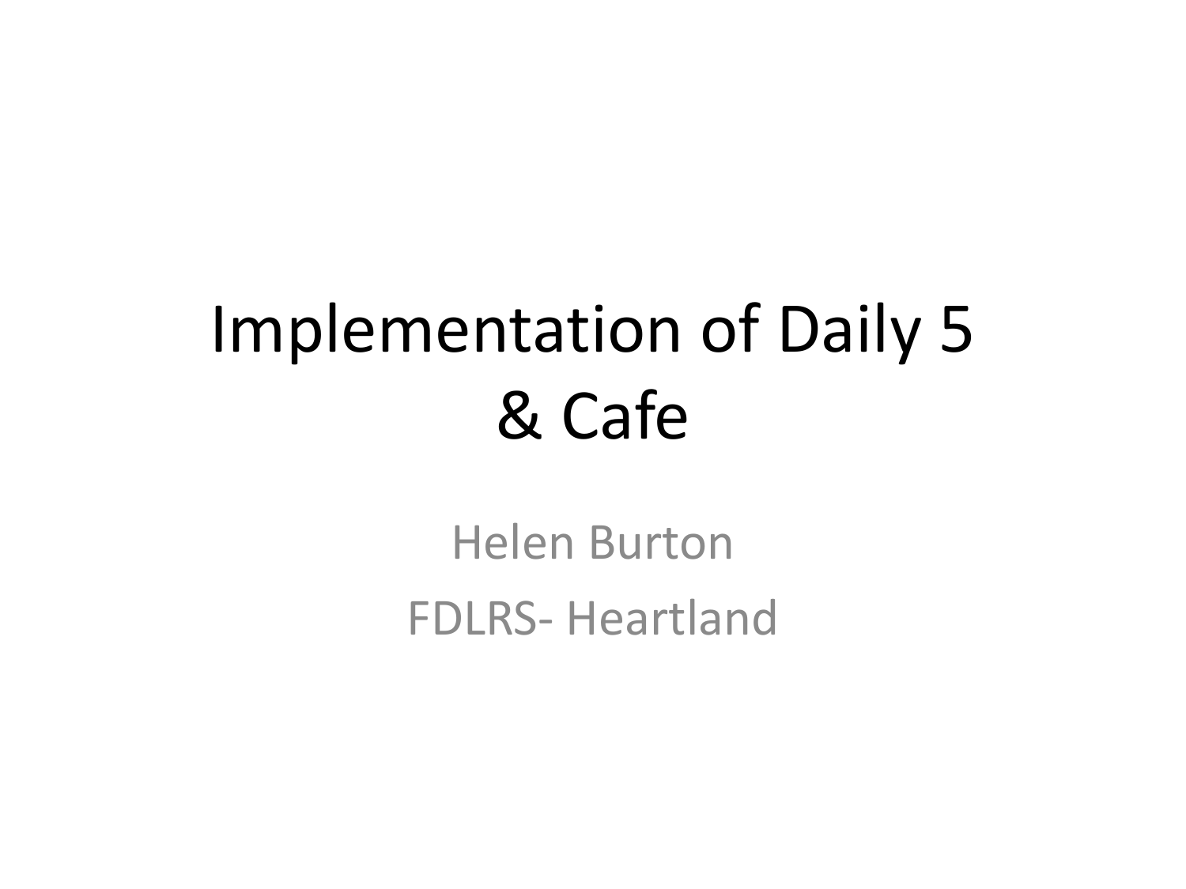# Implementation of Daily 5 & Cafe

Helen Burton

FDLRS- Heartland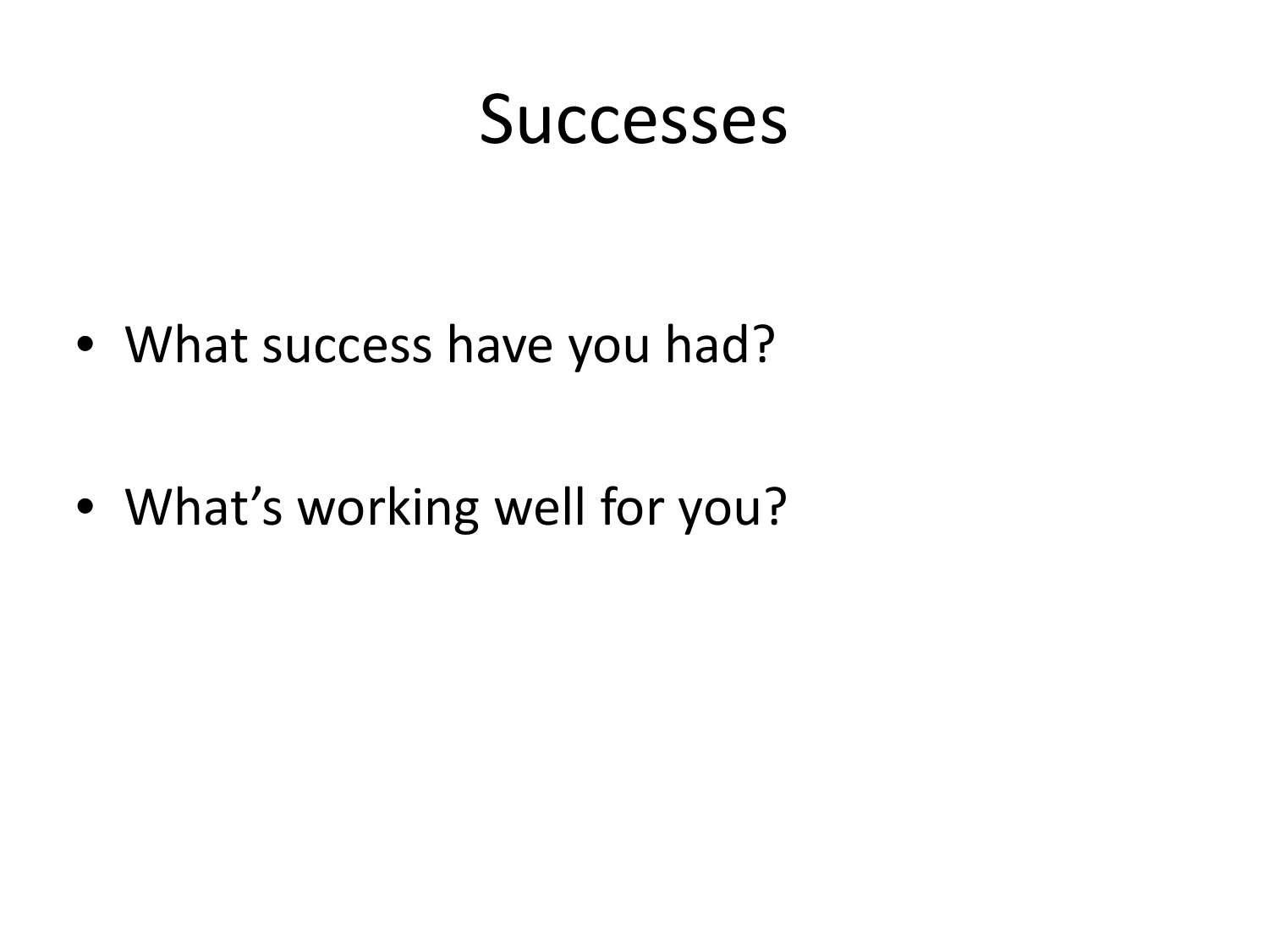# Successes

- What success have you had?
- What’s working well for you?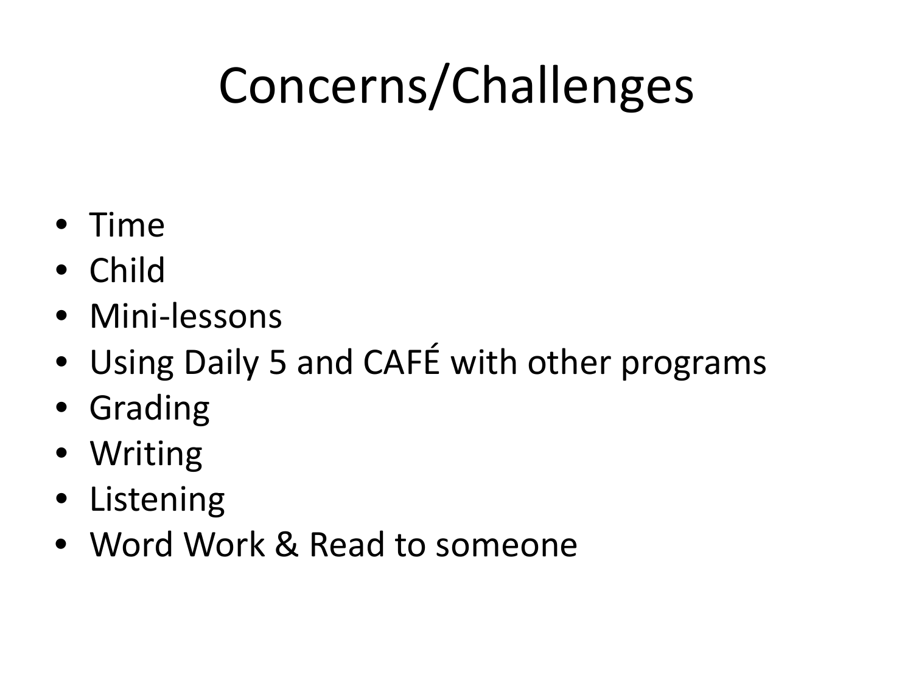# Concerns/Challenges

- Time
- Child
- Mini-lessons
- Using Daily 5 and CAFÉ with other programs
- Grading
- Writing
- Listening
- Word Work & Read to someone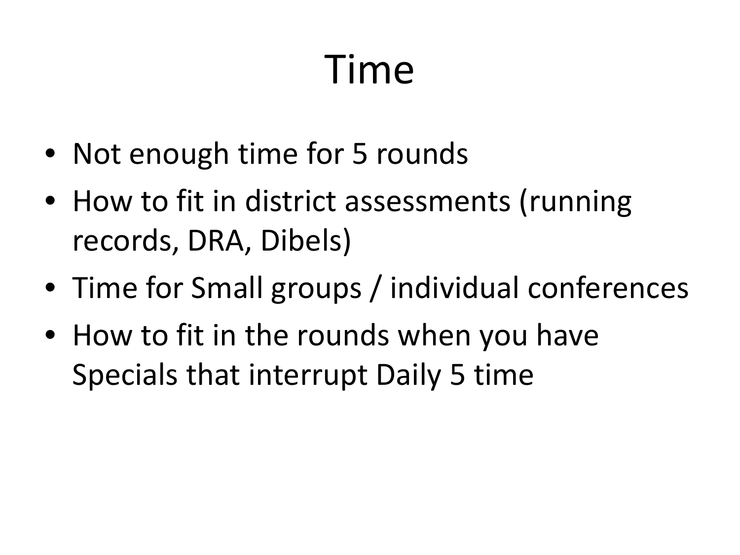# Time

- Not enough time for 5 rounds
- How to fit in district assessments (running records, DRA, Dibels)
- Time for Small groups / individual conferences
- How to fit in the rounds when you have Specials that interrupt Daily 5 time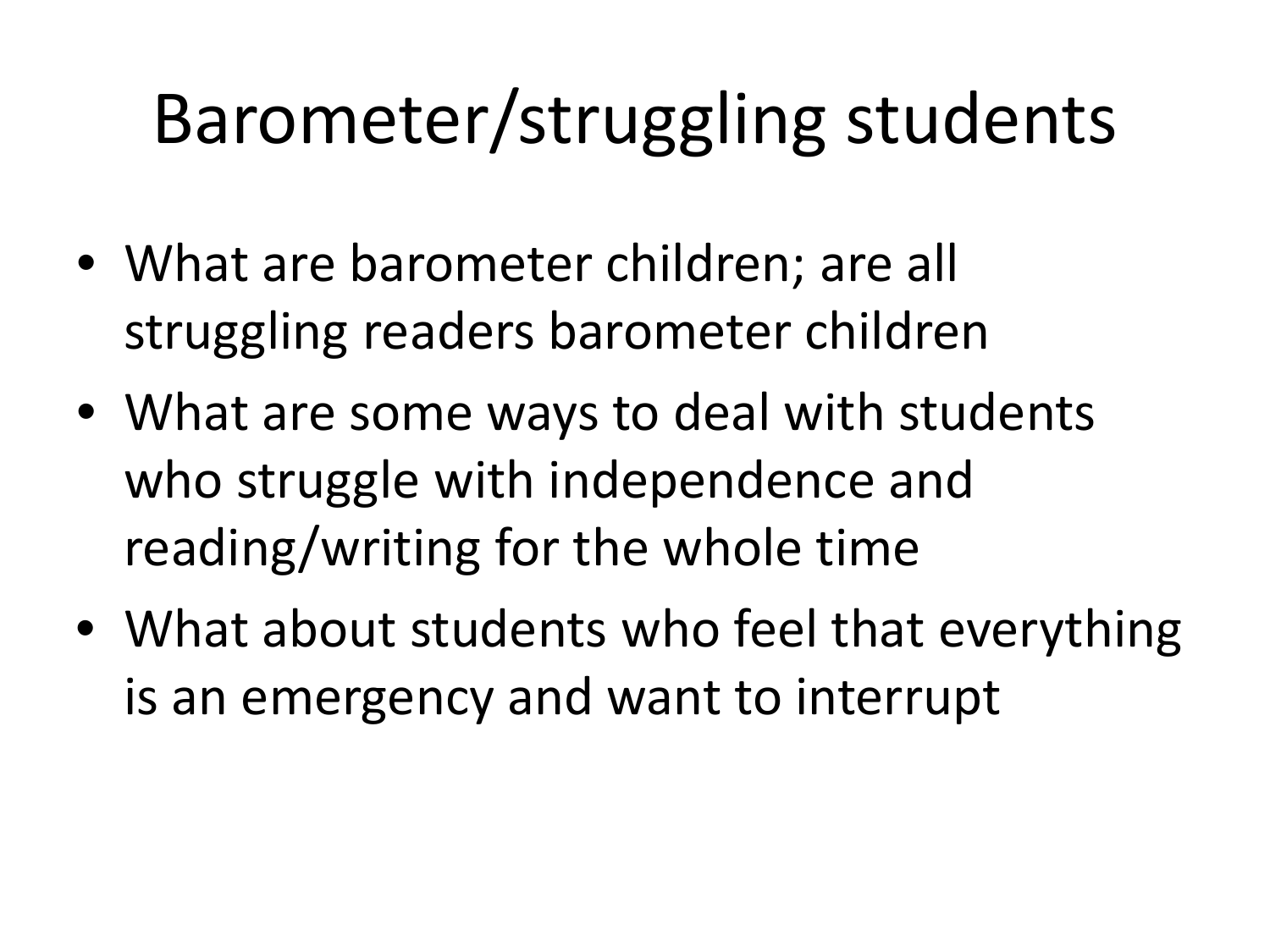# Barometer/struggling students

- What are barometer children; are all struggling readers barometer children
- What are some ways to deal with students who struggle with independence and reading/writing for the whole time
- What about students who feel that everything is an emergency and want to interrupt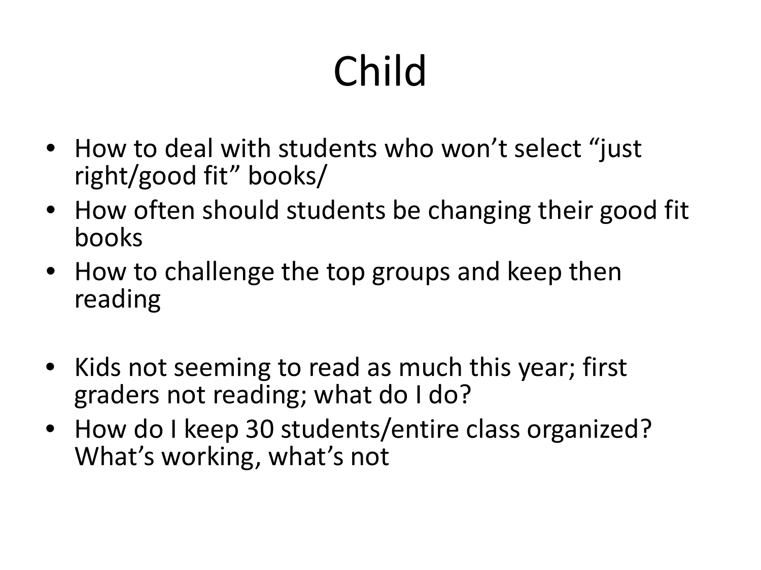# Child

- How to deal with students who won't select "just right/good fit" books/
- How often should students be changing their good fit books
- How to challenge the top groups and keep then reading

- Kids not seeming to read as much this year; first graders not reading; what do I do?
- How do I keep 30 students/entire class organized? What's working, what's not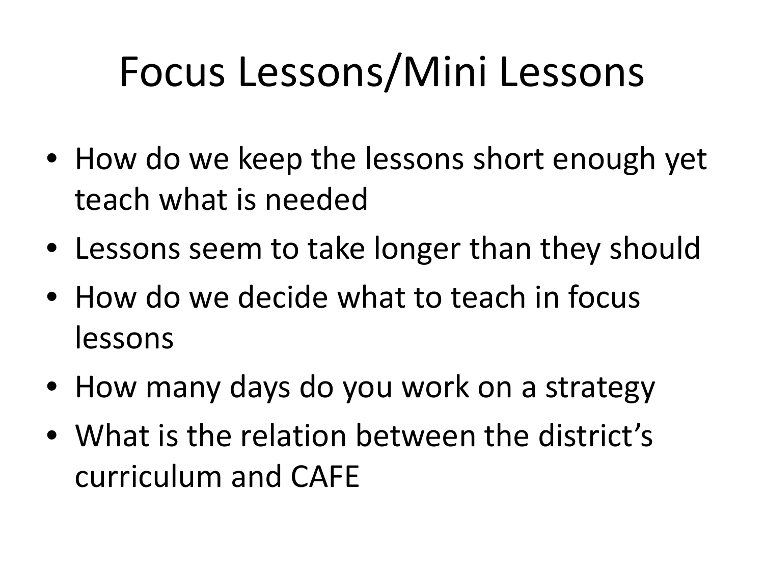# Focus Lessons/Mini Lessons

- How do we keep the lessons short enough yet teach what is needed
- Lessons seem to take longer than they should
- How do we decide what to teach in focus lessons
- How many days do you work on a strategy
- What is the relation between the district's curriculum and CAFE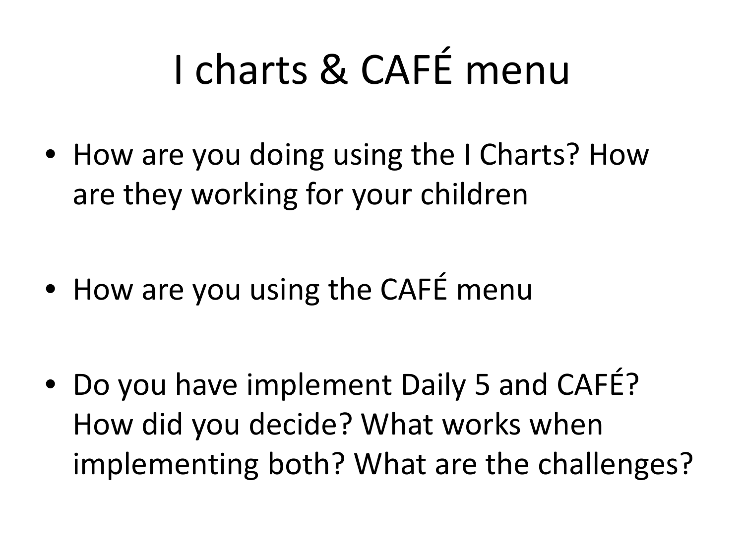# I charts & CAFÉ menu

- How are you doing using the I Charts? How are they working for your children
- How are you using the CAFÉ menu
- Do you have implement Daily 5 and CAFÉ? How did you decide? What works when implementing both? What are the challenges?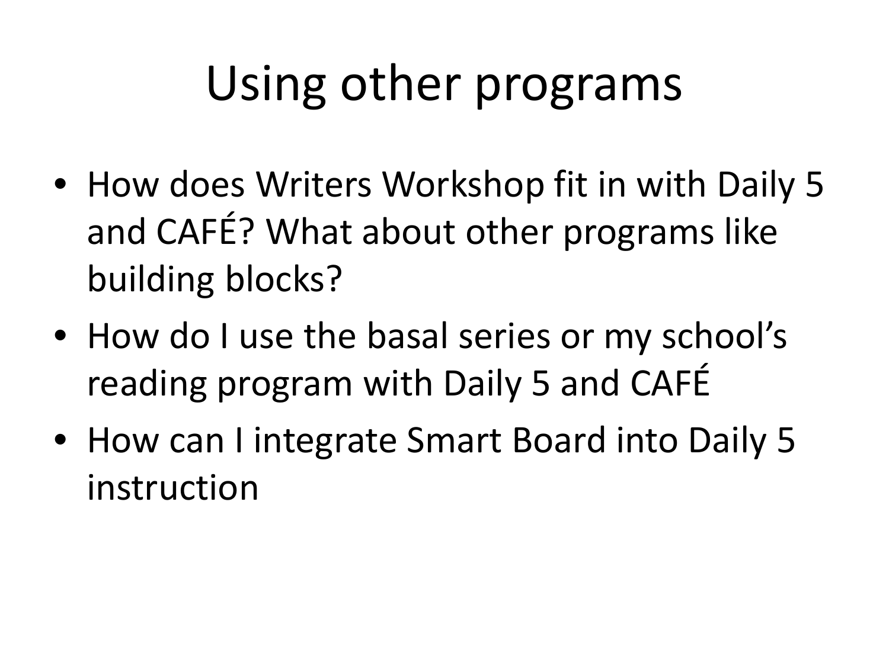# Using other programs

- How does Writers Workshop fit in with Daily 5 and CAFÉ? What about other programs like building blocks?
- How do I use the basal series or my school's reading program with Daily 5 and CAFÉ
- How can I integrate Smart Board into Daily 5 instruction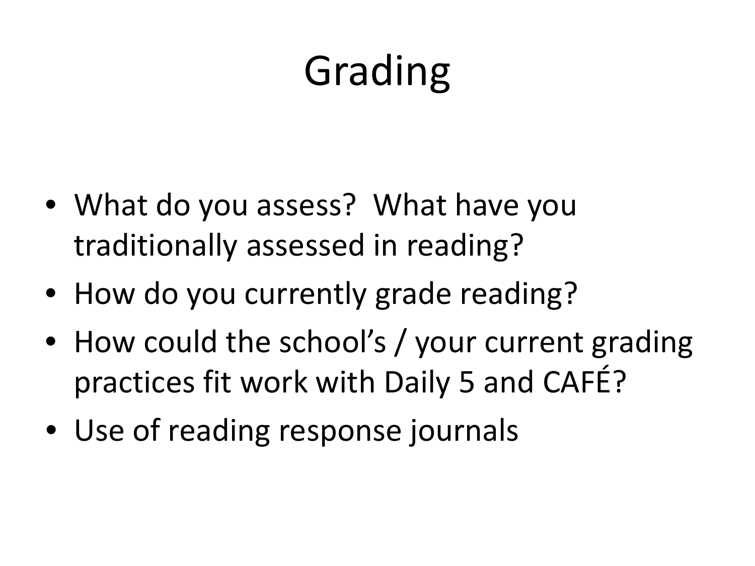# Grading

- What do you assess?  What have you traditionally assessed in reading?
- How do you currently grade reading?
- How could the school's / your current grading practices fit work with Daily 5 and CAFÉ?
- Use of reading response journals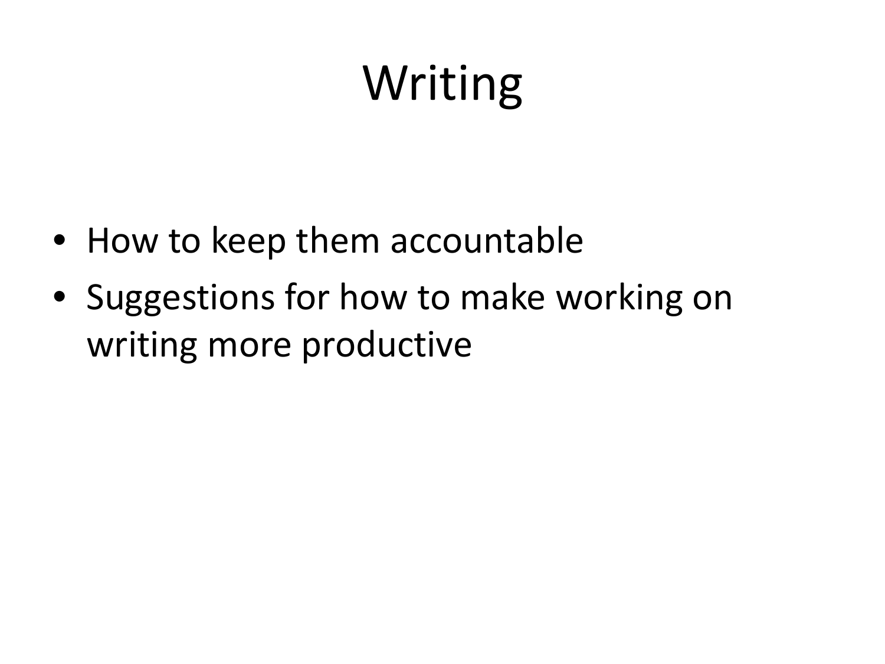# Writing

- How to keep them accountable
- Suggestions for how to make working on writing more productive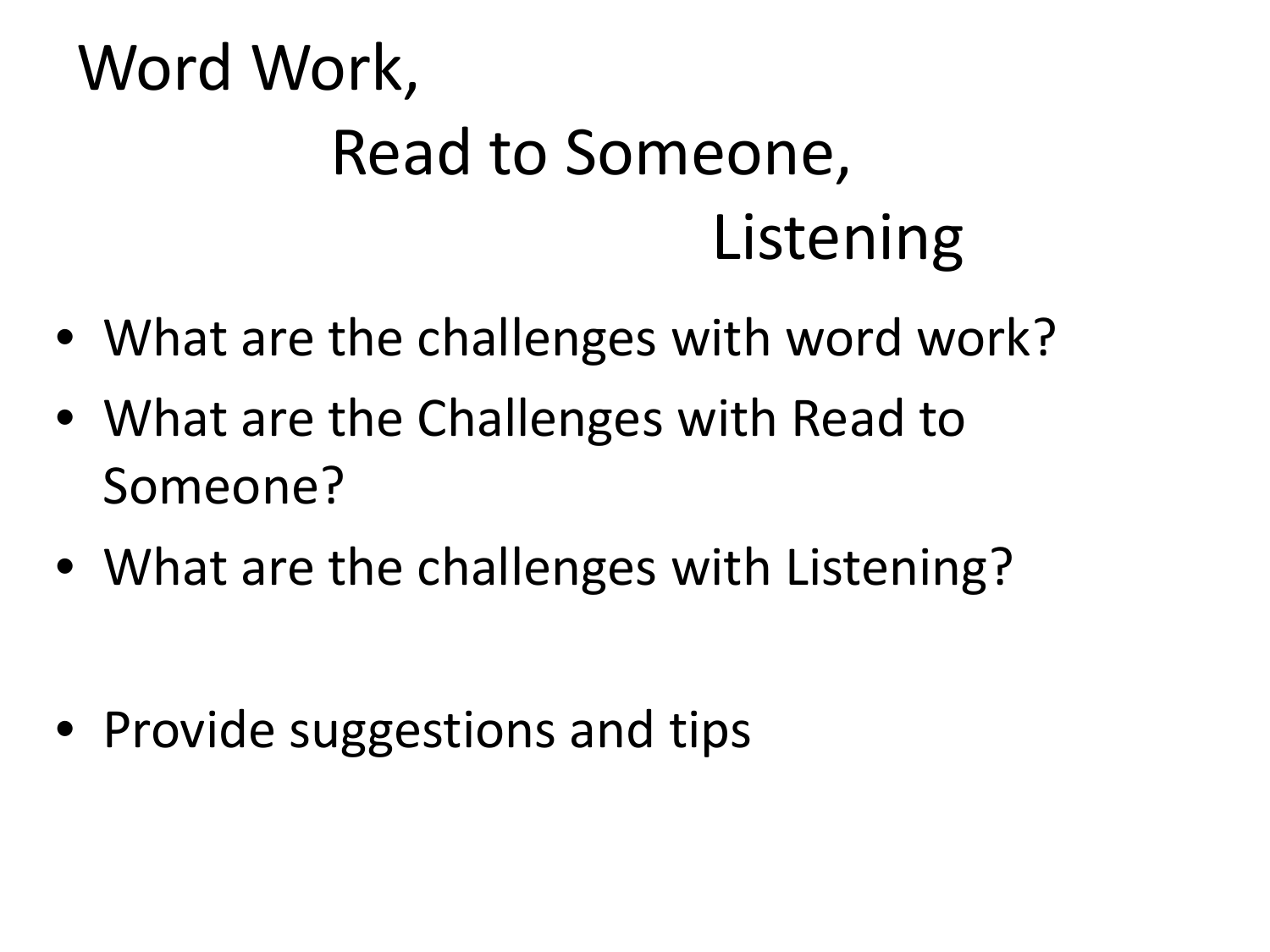# Word Work, Read to Someone, Listening

- What are the challenges with word work?
- What are the Challenges with Read to Someone?
- What are the challenges with Listening?

- Provide suggestions and tips